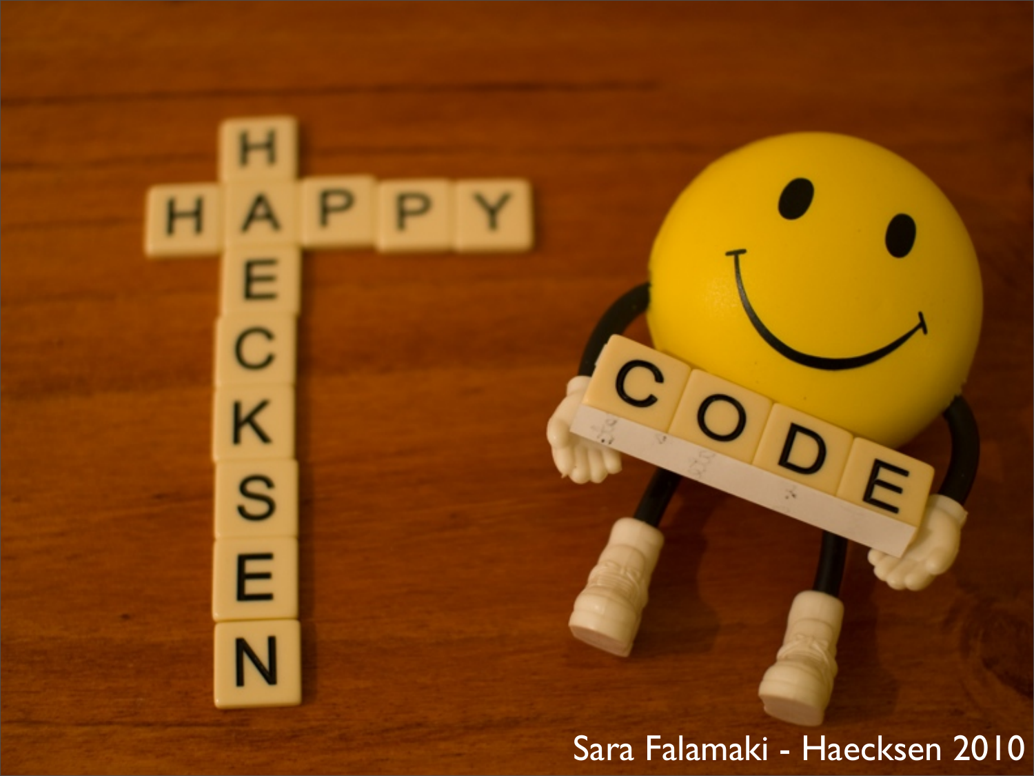HAPPY

HAECKSEN

CODE

Sara Falamaki - Haecksen 2010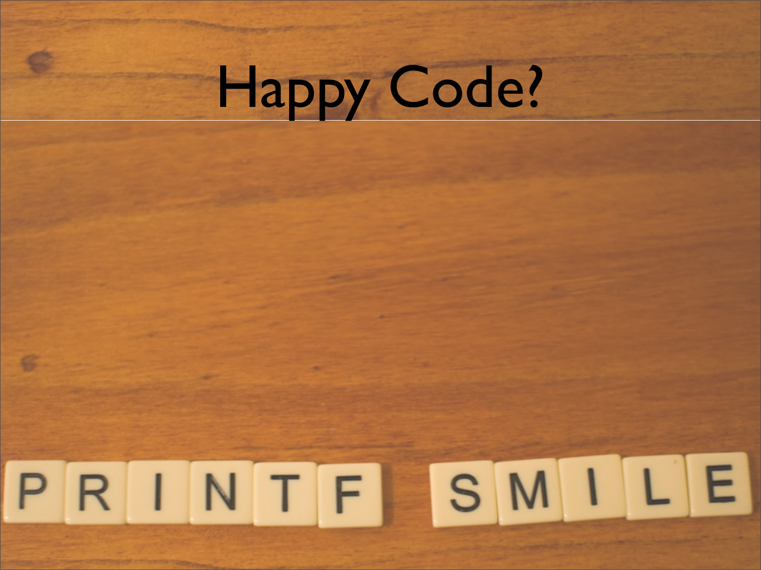# Happy Code?

PRINTF SMILE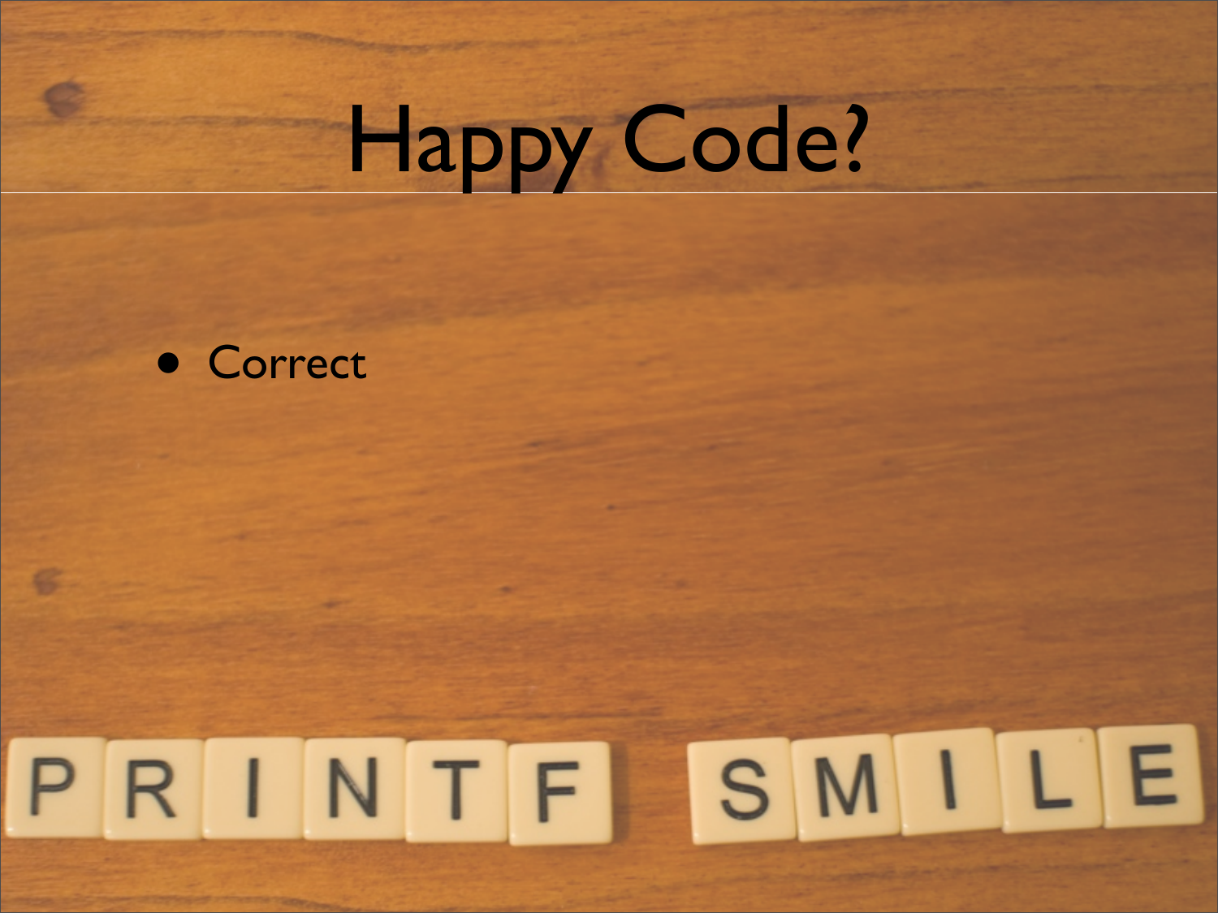# Happy Code?

- Correct

PRINTF SMILE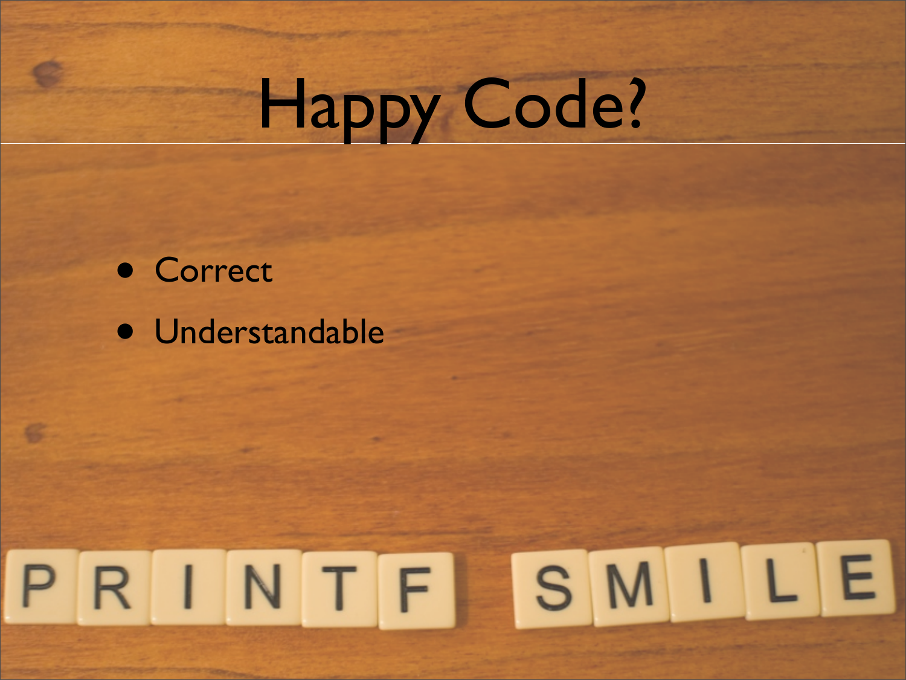# Happy Code?

- Correct
- Understandable

PRINTF SMILE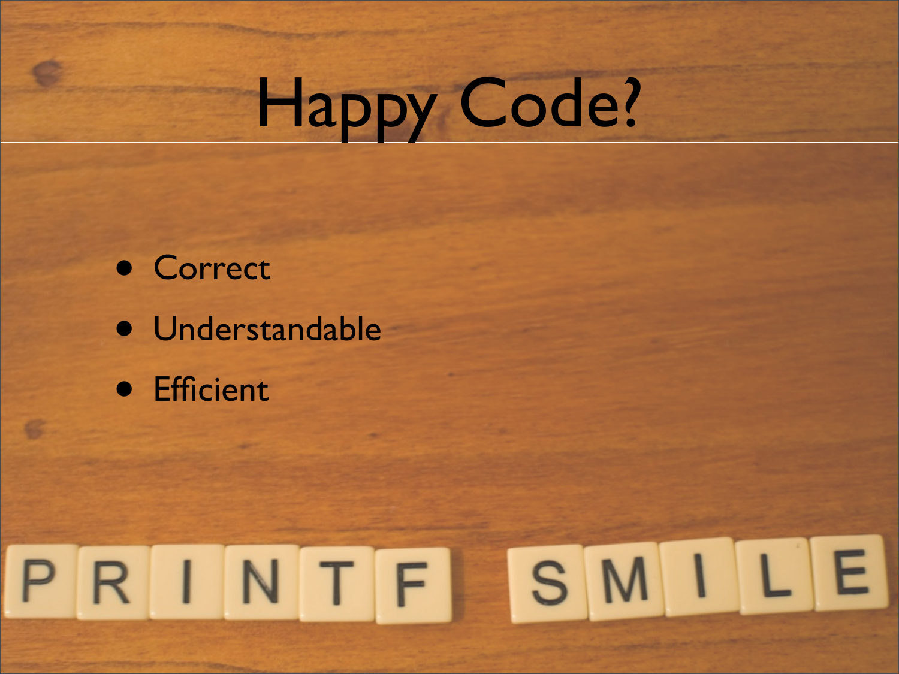# Happy Code?

- Correct
- Understandable
- Efficient

PRINTF SMILE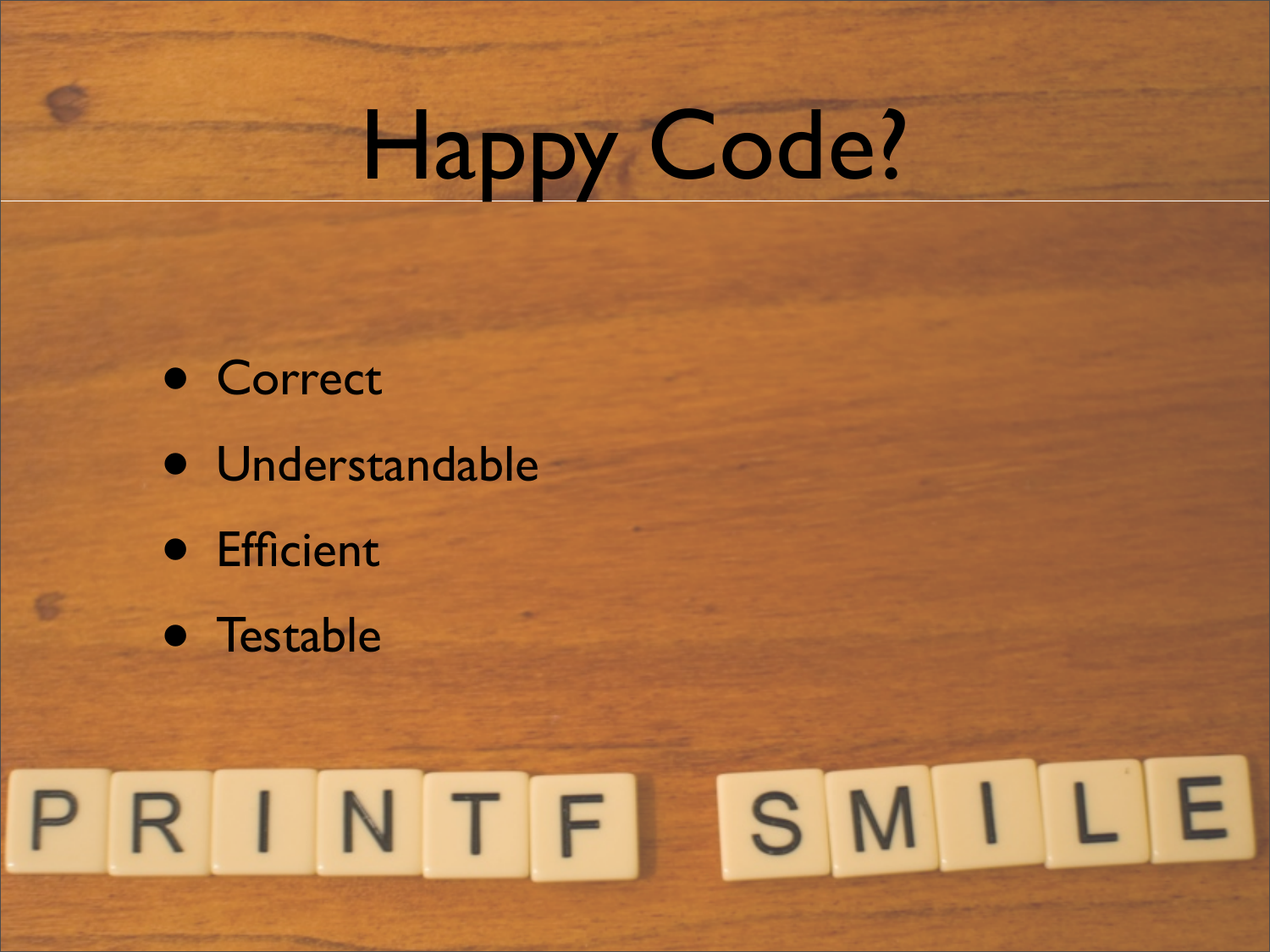# Happy Code?

- Correct
- Understandable
- Efficient
- Testable

PRINTF SMILE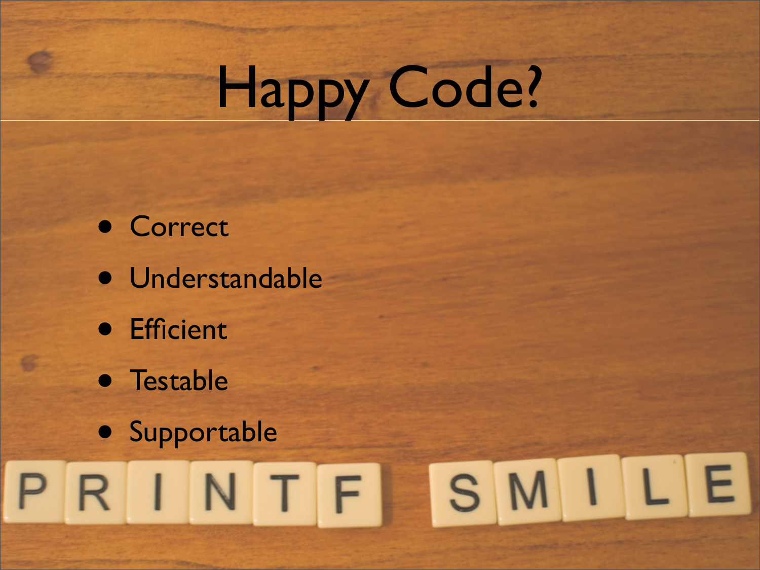# Happy Code?

- Correct
- Understandable
- Efficient
- Testable
- Supportable

PRINTF SMILE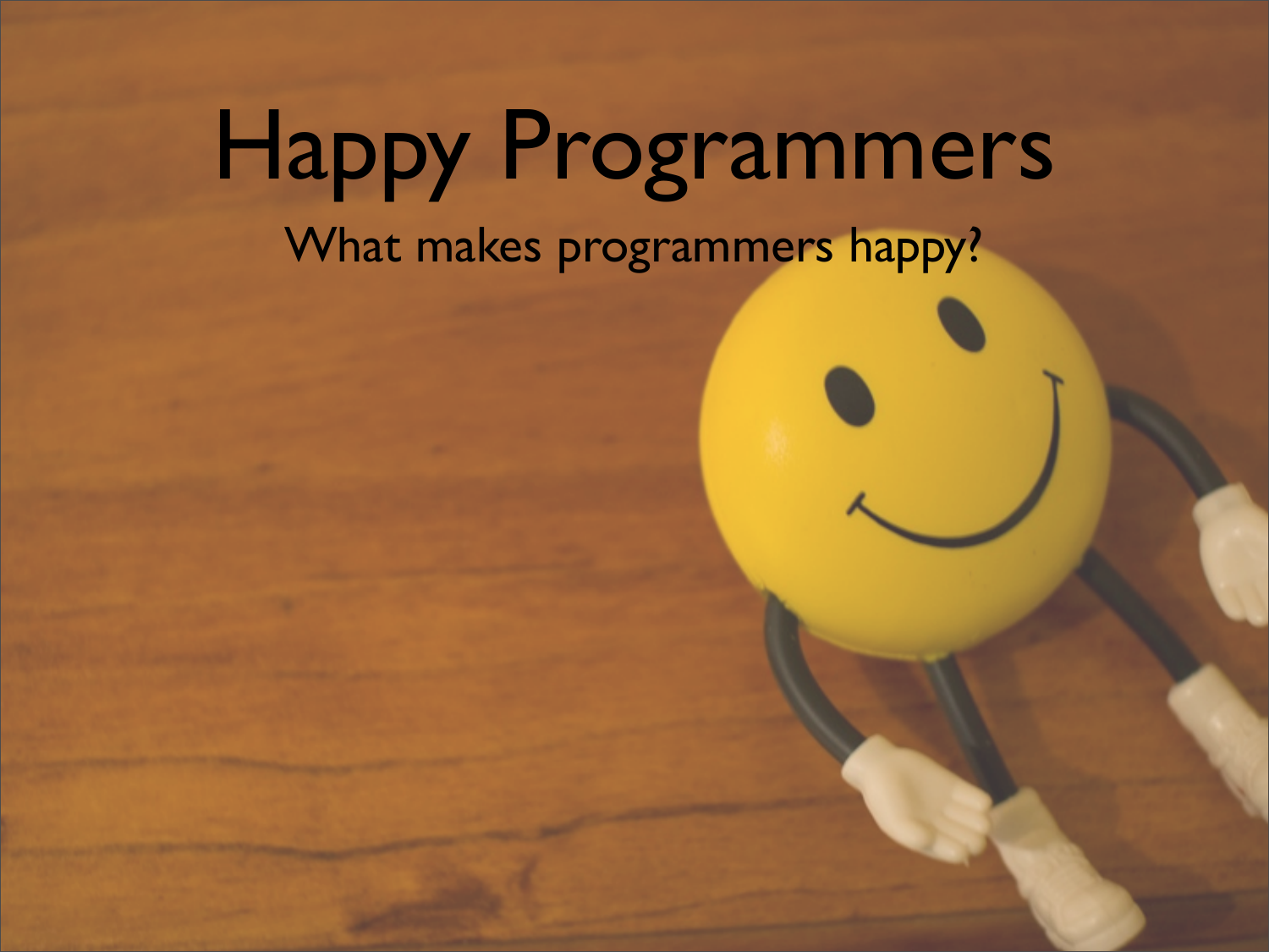# Happy Programmers

What makes programmers happy?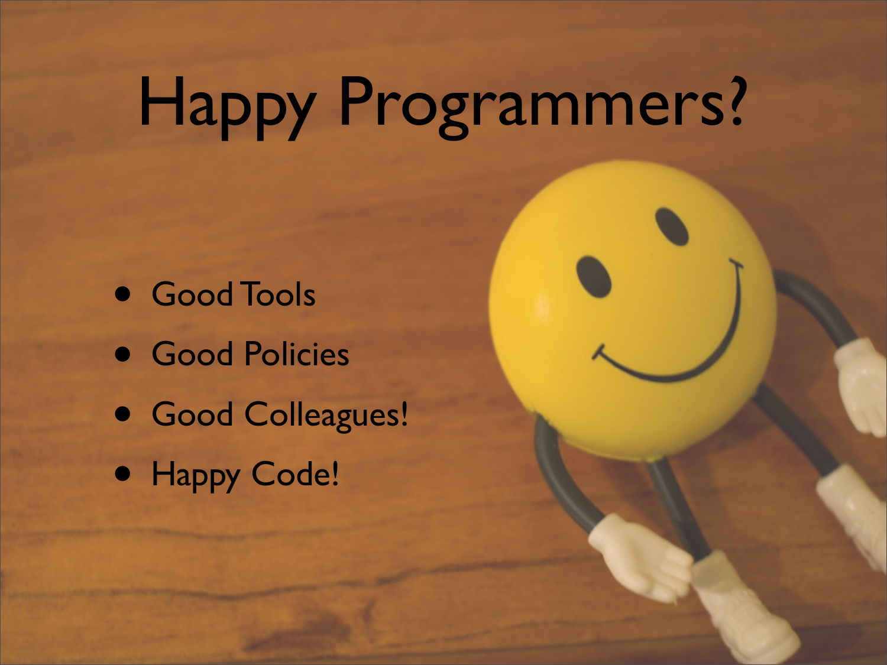# Happy Programmers?

- Good Tools
- Good Policies
- Good Colleagues!
- Happy Code!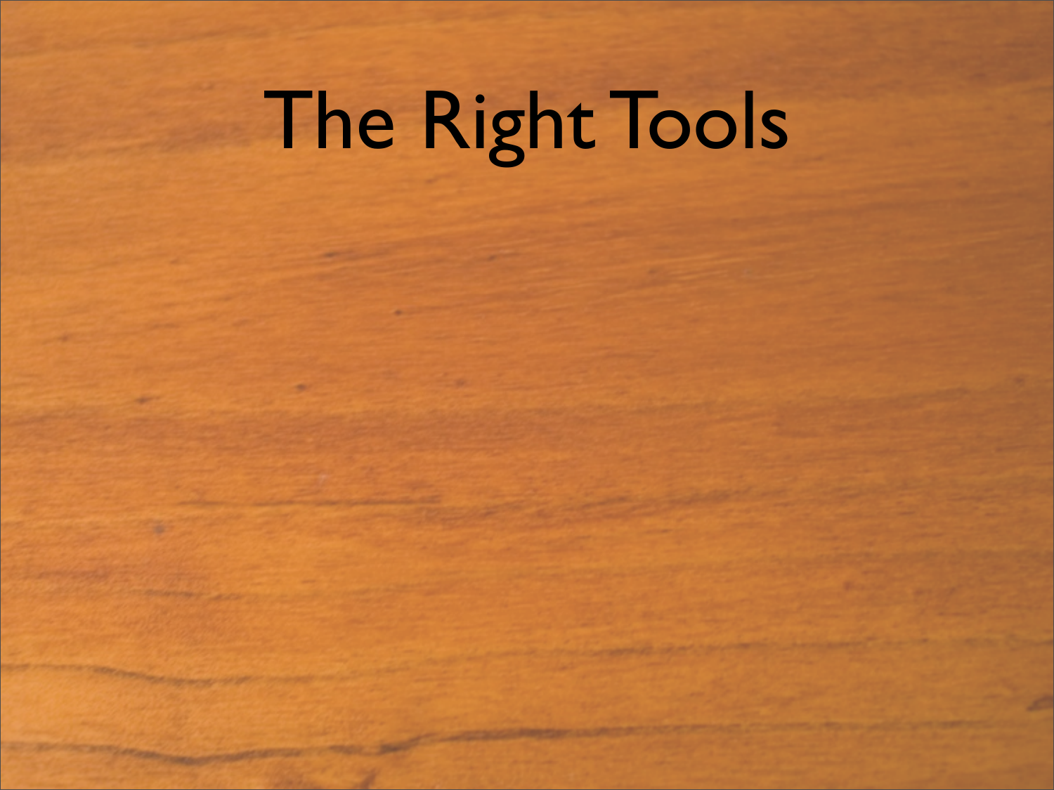# The Right Tools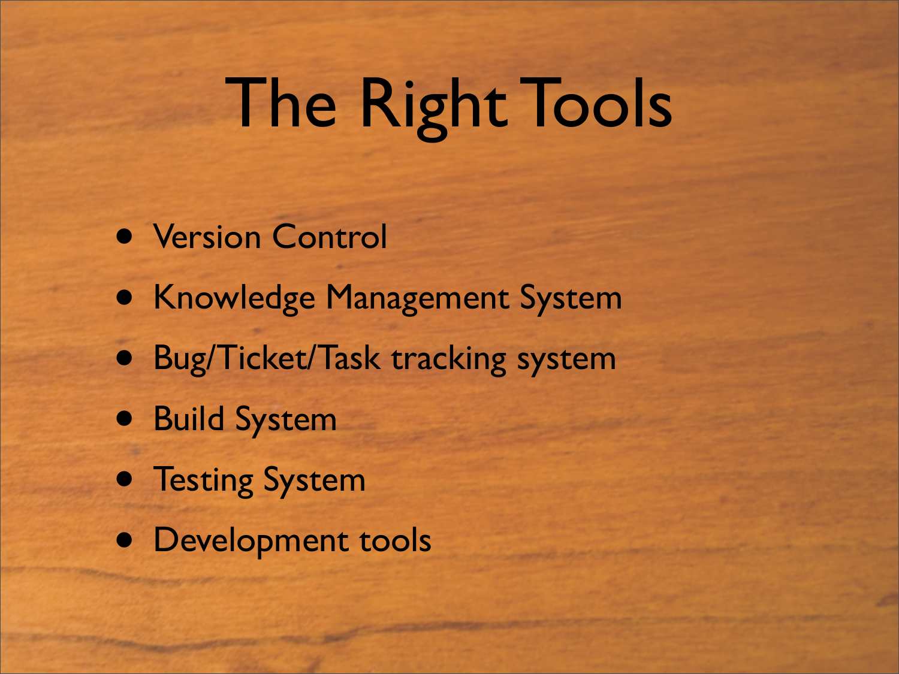# The Right Tools

- Version Control
- Knowledge Management System
- Bug/Ticket/Task tracking system
- Build System
- Testing System
- Development tools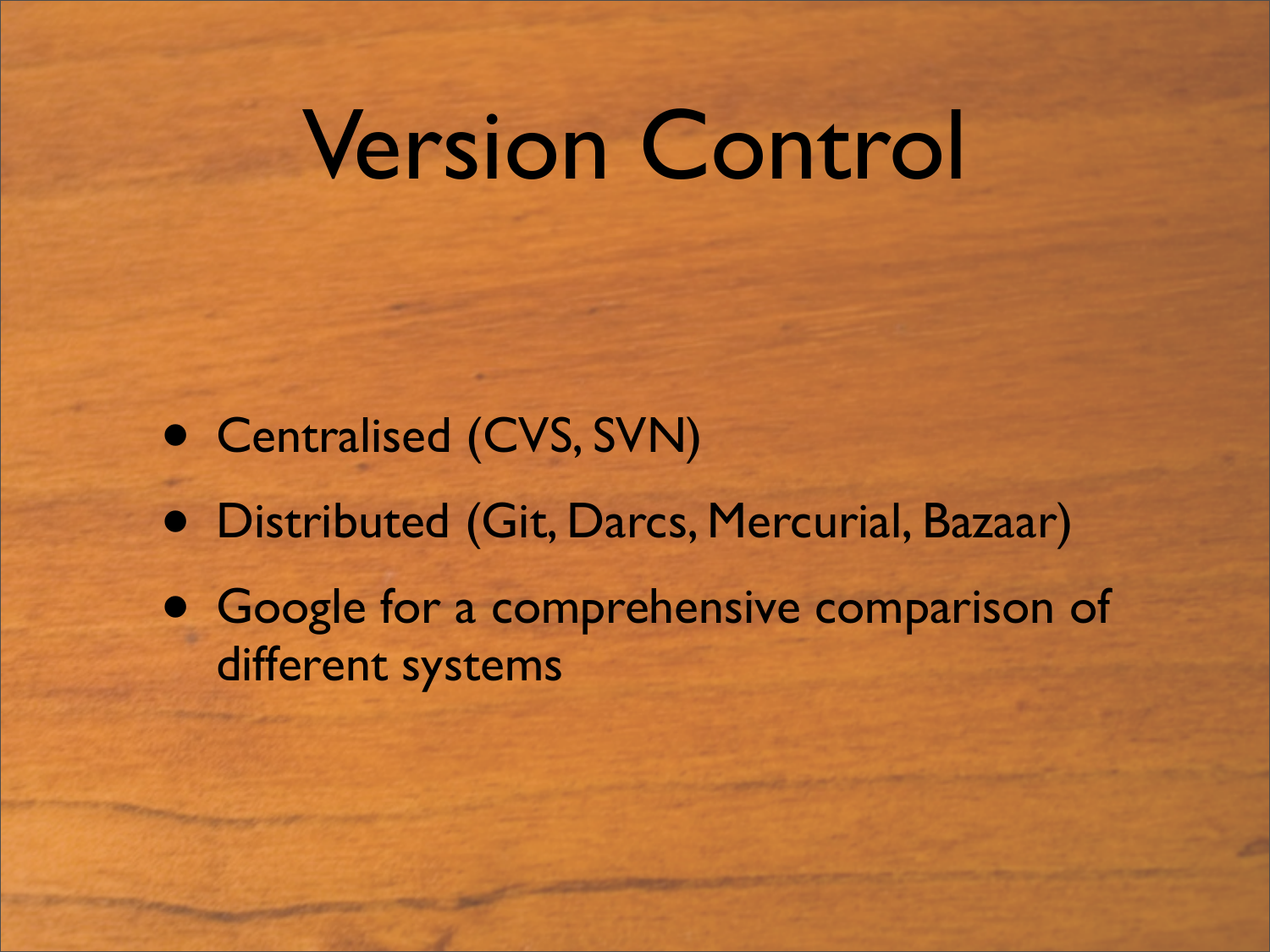# Version Control

- Centralised (CVS, SVN)
- Distributed (Git, Darcs, Mercurial, Bazaar)
- Google for a comprehensive comparison of different systems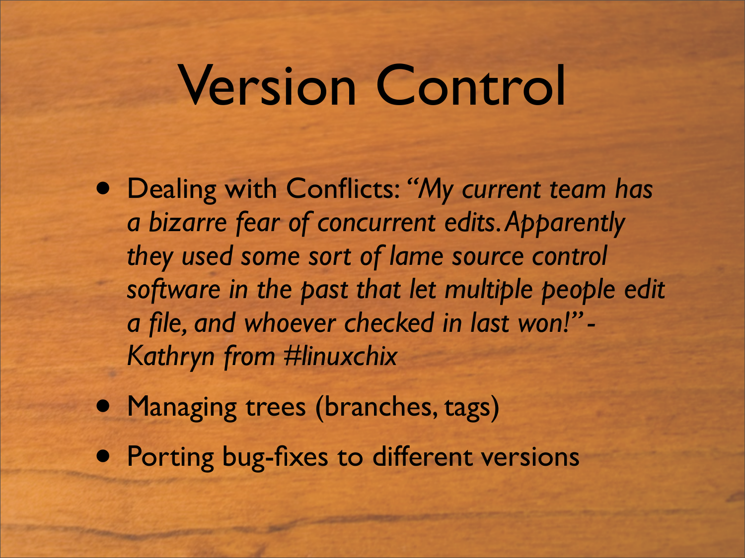# Version Control

- Dealing with Conflicts: *"My current team has a bizarre fear of concurrent edits. Apparently they used some sort of lame source control software in the past that let multiple people edit a file, and whoever checked in last won!" - Kathryn from #linuxchix*
- Managing trees (branches, tags)
- Porting bug-fixes to different versions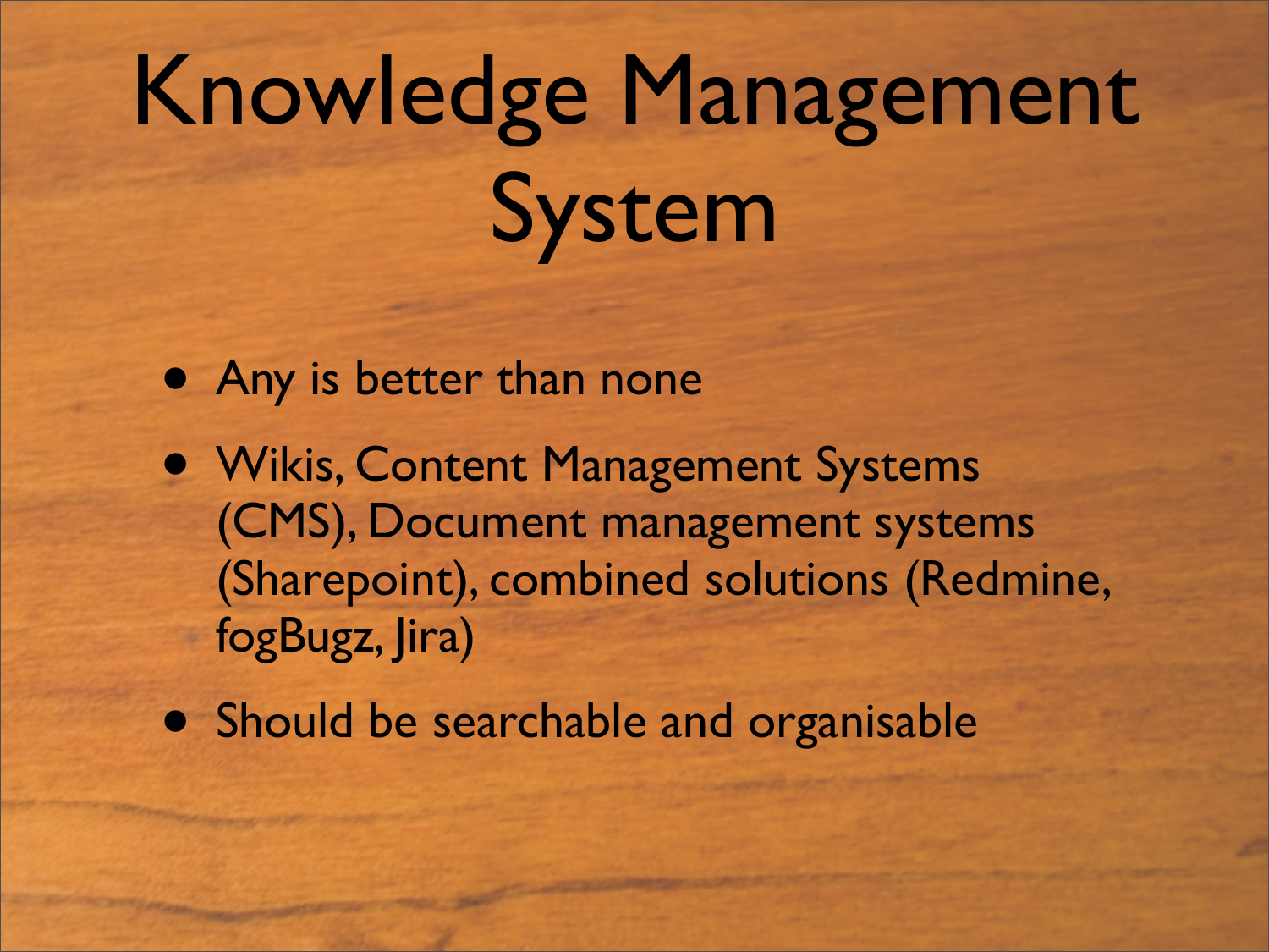# Knowledge Management System

- Any is better than none
- Wikis, Content Management Systems (CMS), Document management systems (Sharepoint), combined solutions (Redmine, fogBugz, Jira)
- Should be searchable and organisable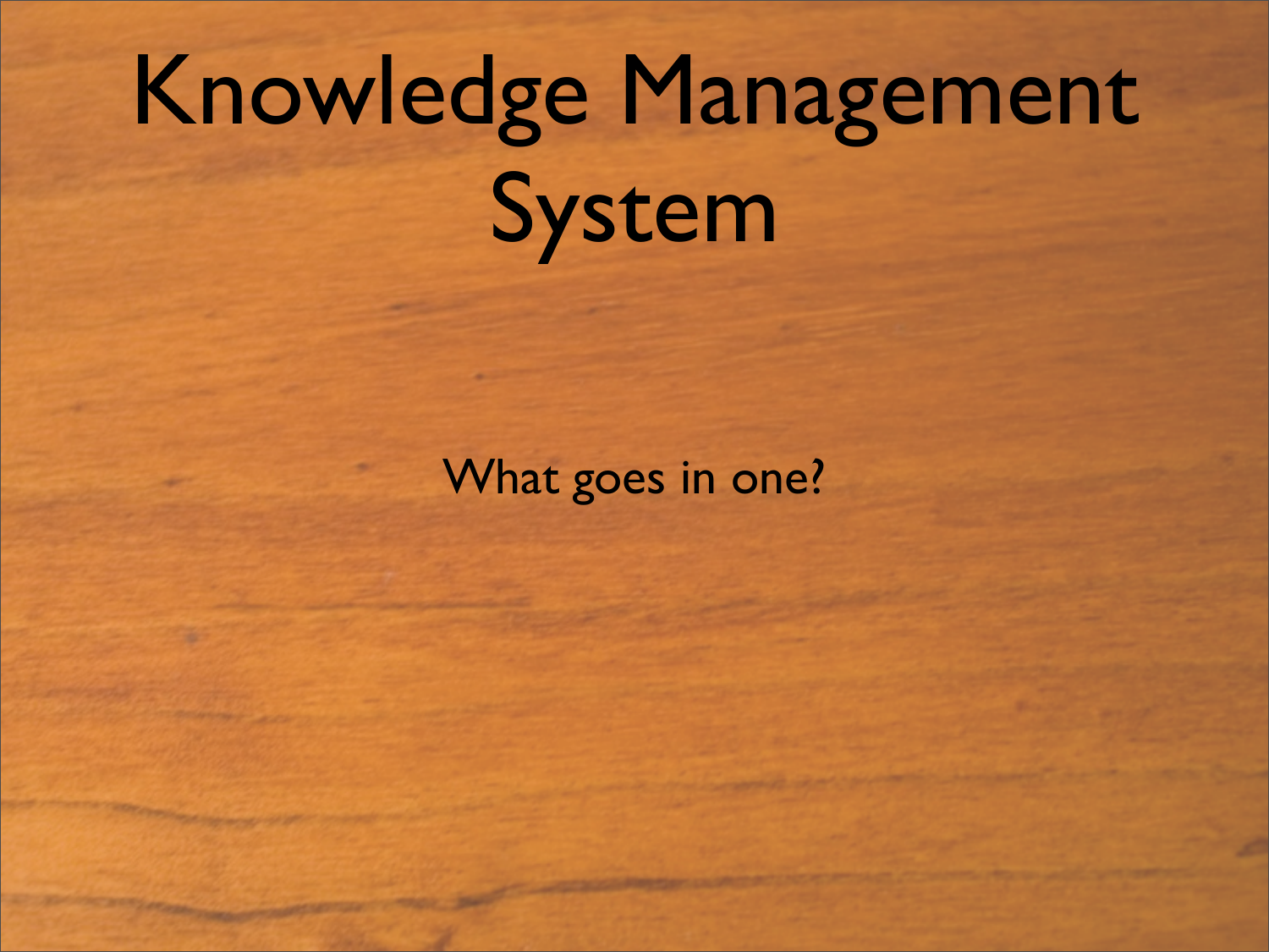# Knowledge Management System

What goes in one?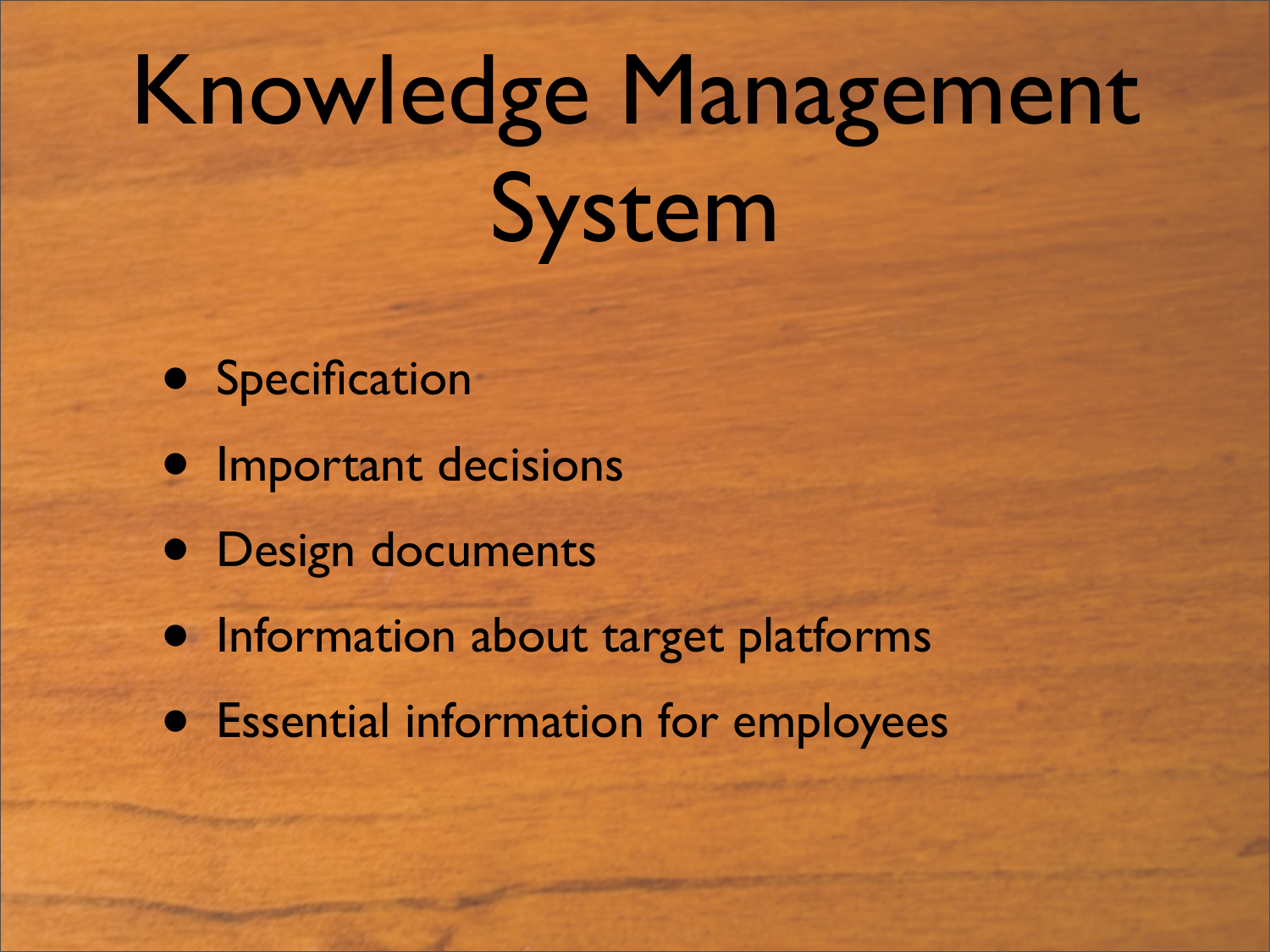# Knowledge Management System

- Specification
- Important decisions
- Design documents
- Information about target platforms
- Essential information for employees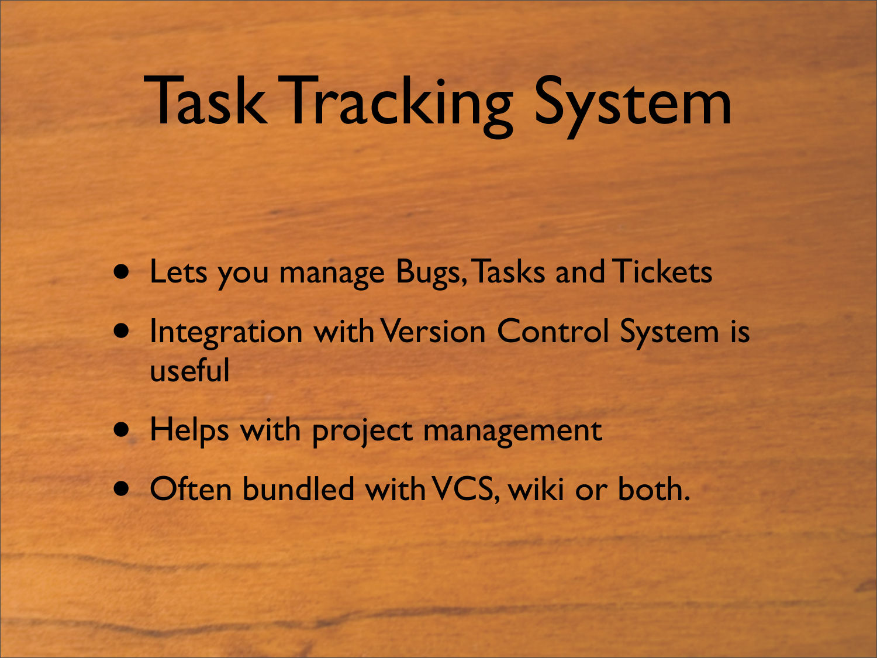# Task Tracking System

- Lets you manage Bugs, Tasks and Tickets
- Integration with Version Control System is useful
- Helps with project management
- Often bundled with VCS, wiki or both.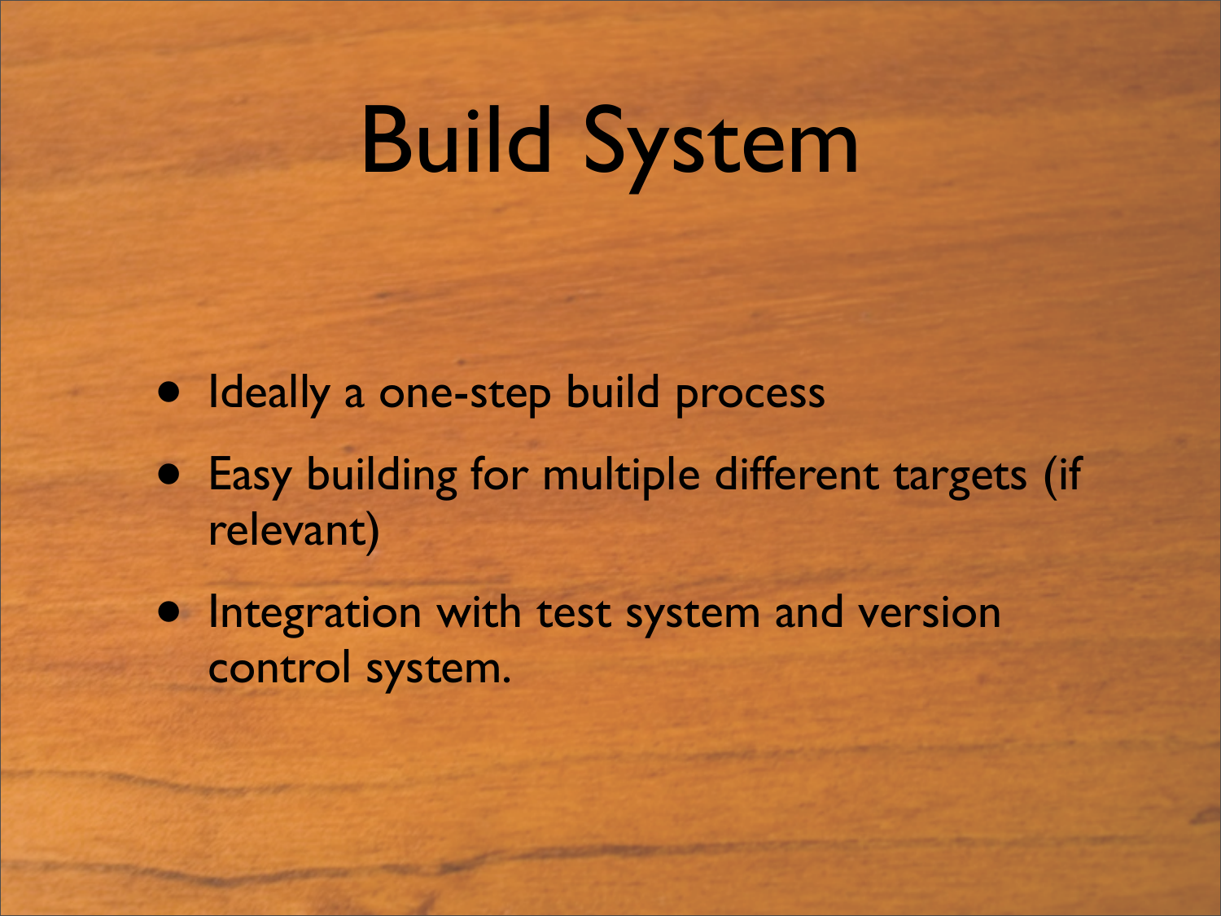# Build System

- Ideally a one-step build process
- Easy building for multiple different targets (if relevant)
- Integration with test system and version control system.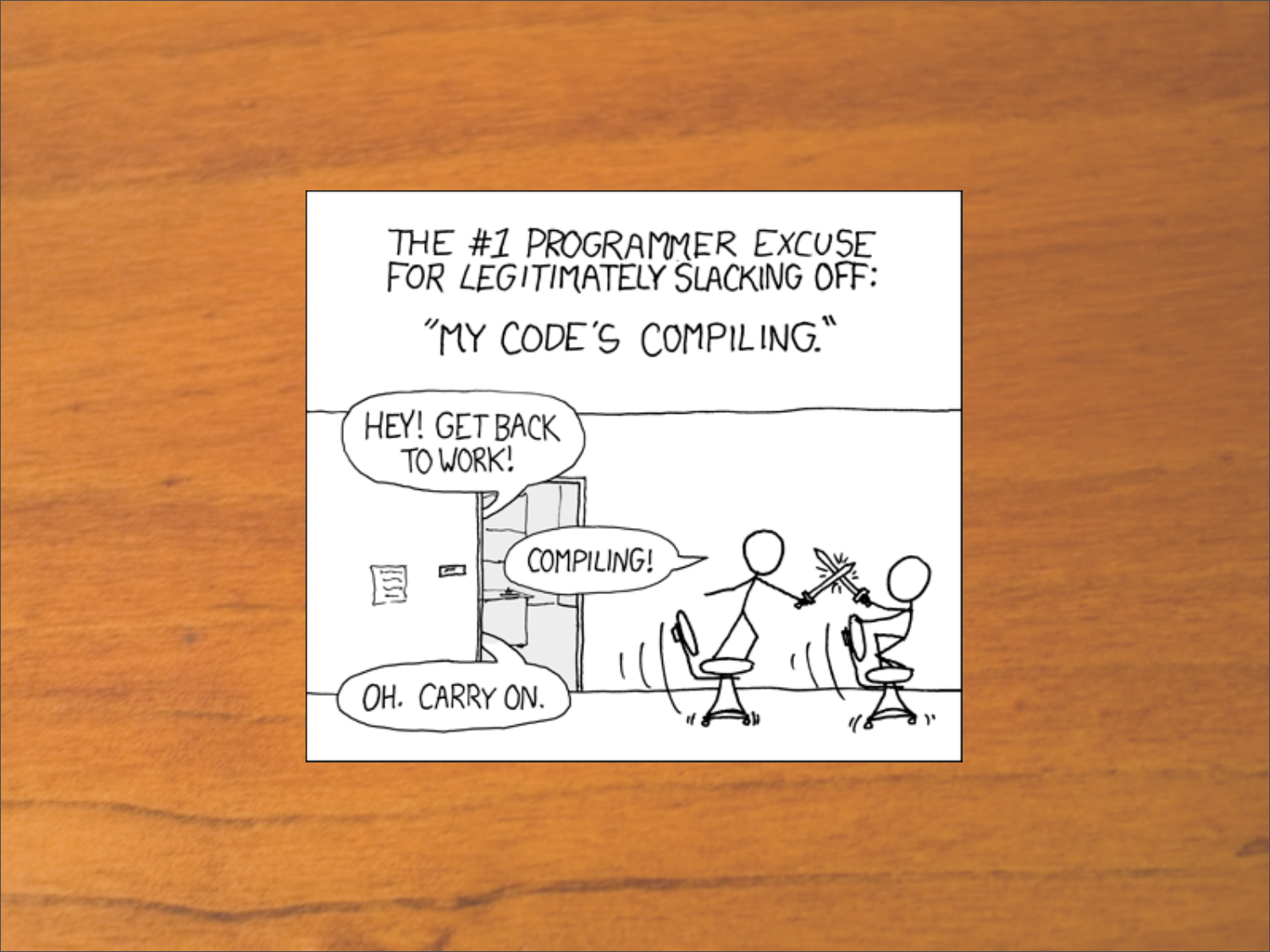THE #1 PROGRAMMER EXCUSE FOR LEGITIMATELY SLACKING OFF:

"MY CODE'S COMPILING."

HEY! GET BACK TO WORK!

COMPILING!

OH. CARRY ON.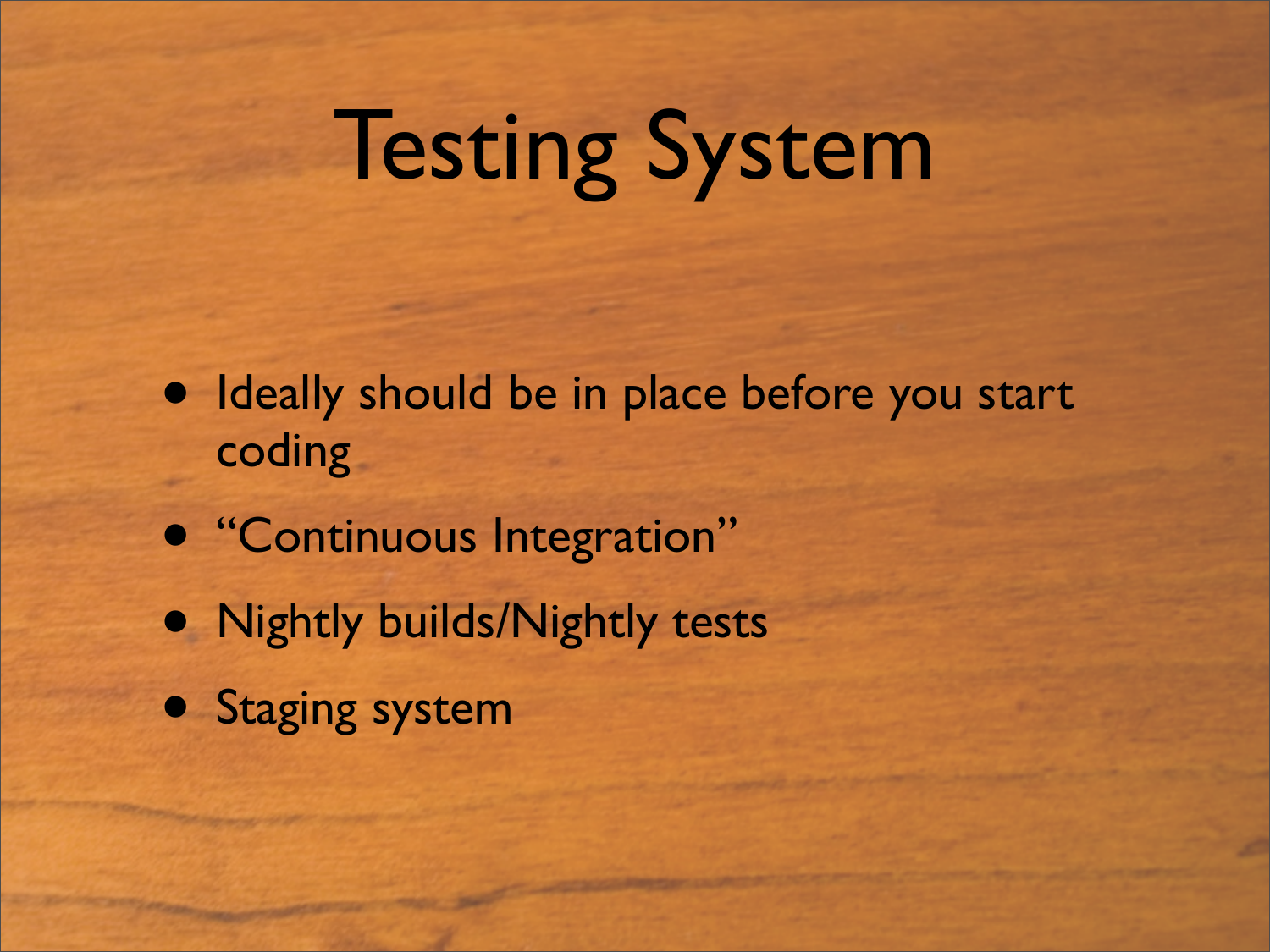# Testing System

- Ideally should be in place before you start coding
- "Continuous Integration"
- Nightly builds/Nightly tests
- Staging system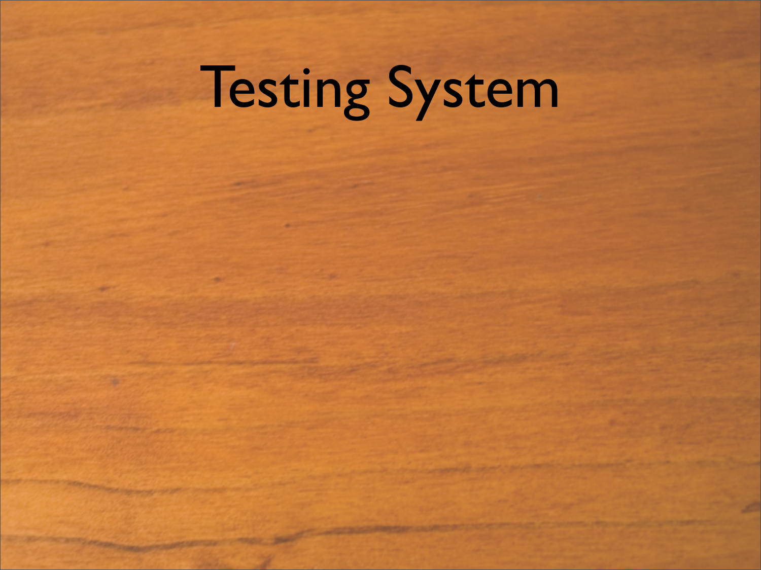# Testing System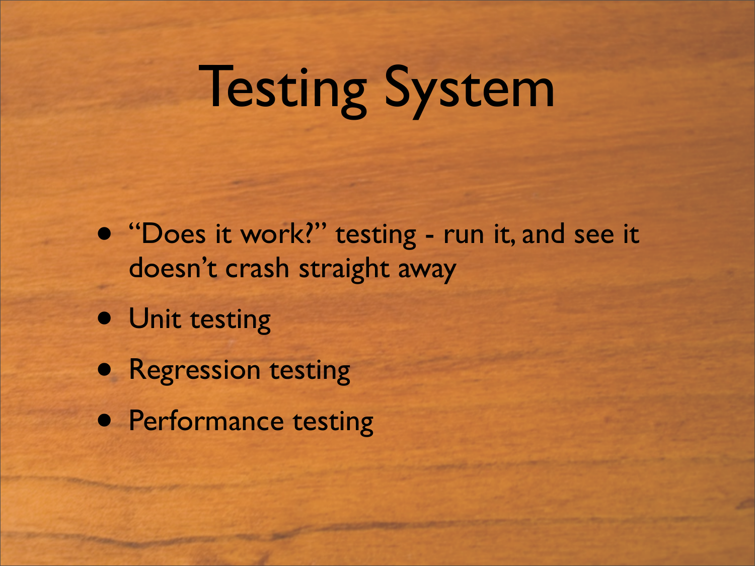# Testing System

- "Does it work?" testing - run it, and see it doesn't crash straight away
- Unit testing
- Regression testing
- Performance testing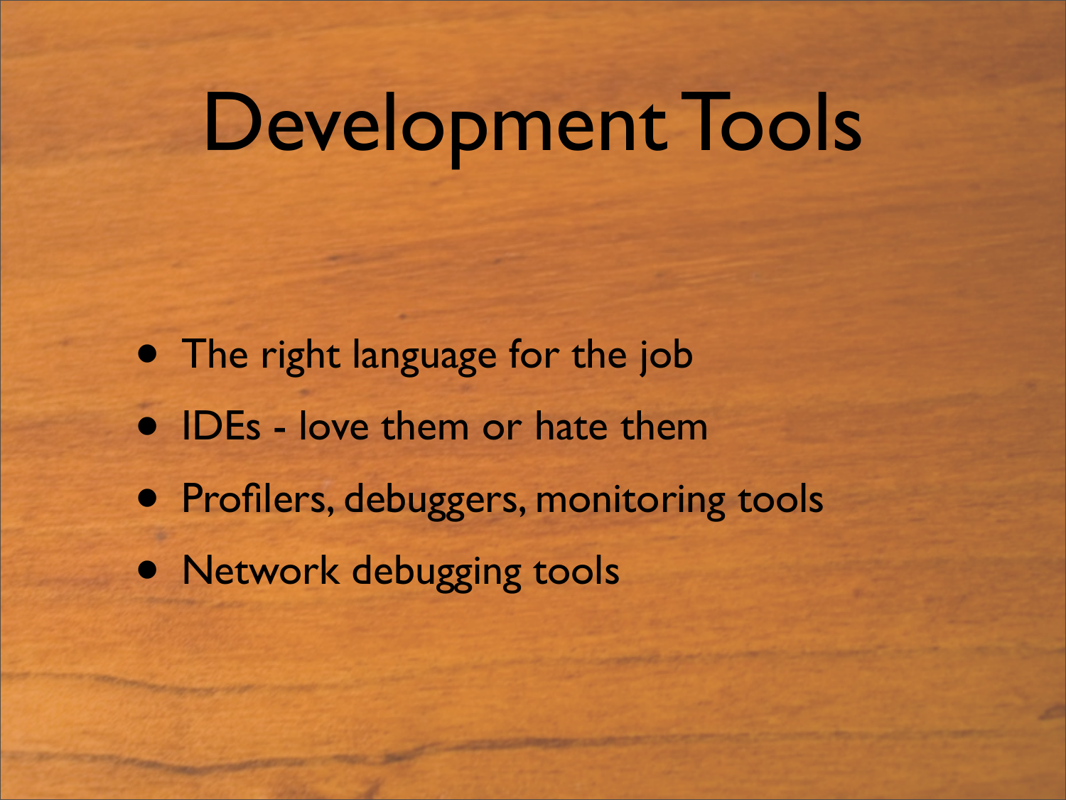# Development Tools

- The right language for the job
- IDEs - love them or hate them
- Profilers, debuggers, monitoring tools
- Network debugging tools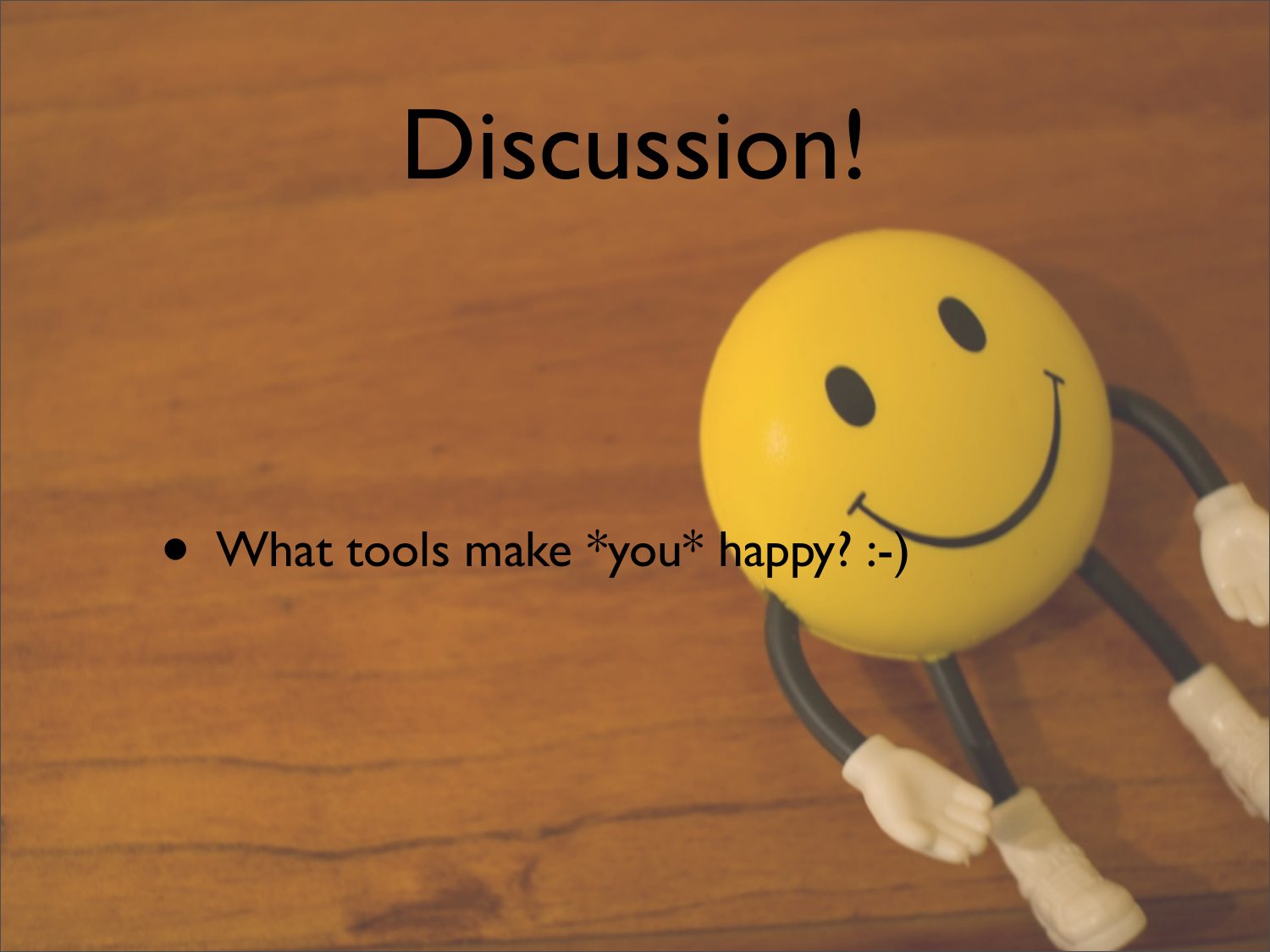# Discussion!

- What tools make *you* happy? :-)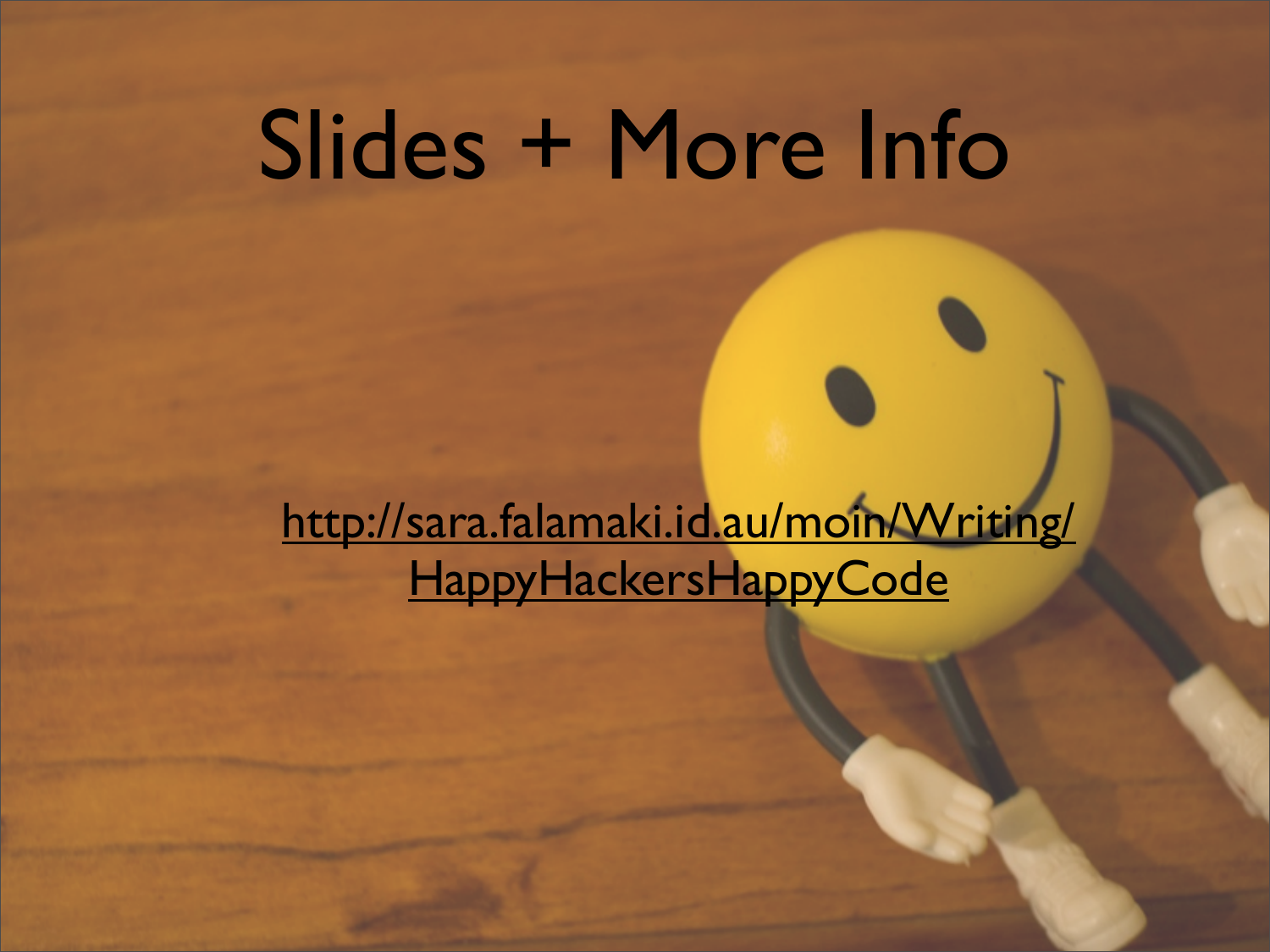# Slides + More Info

http://sara.falamaki.id.au/moin/Writing/HappyHackersHappyCode